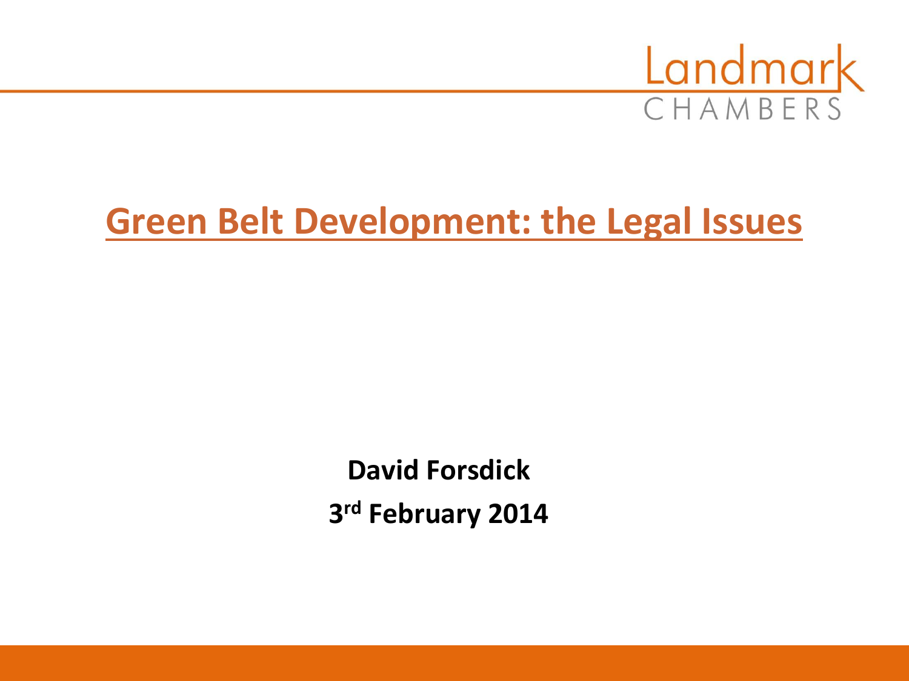Landmark CHAMBERS

# Green Belt Development: the Legal Issues

**David Forsdick**

**3rd February 2014**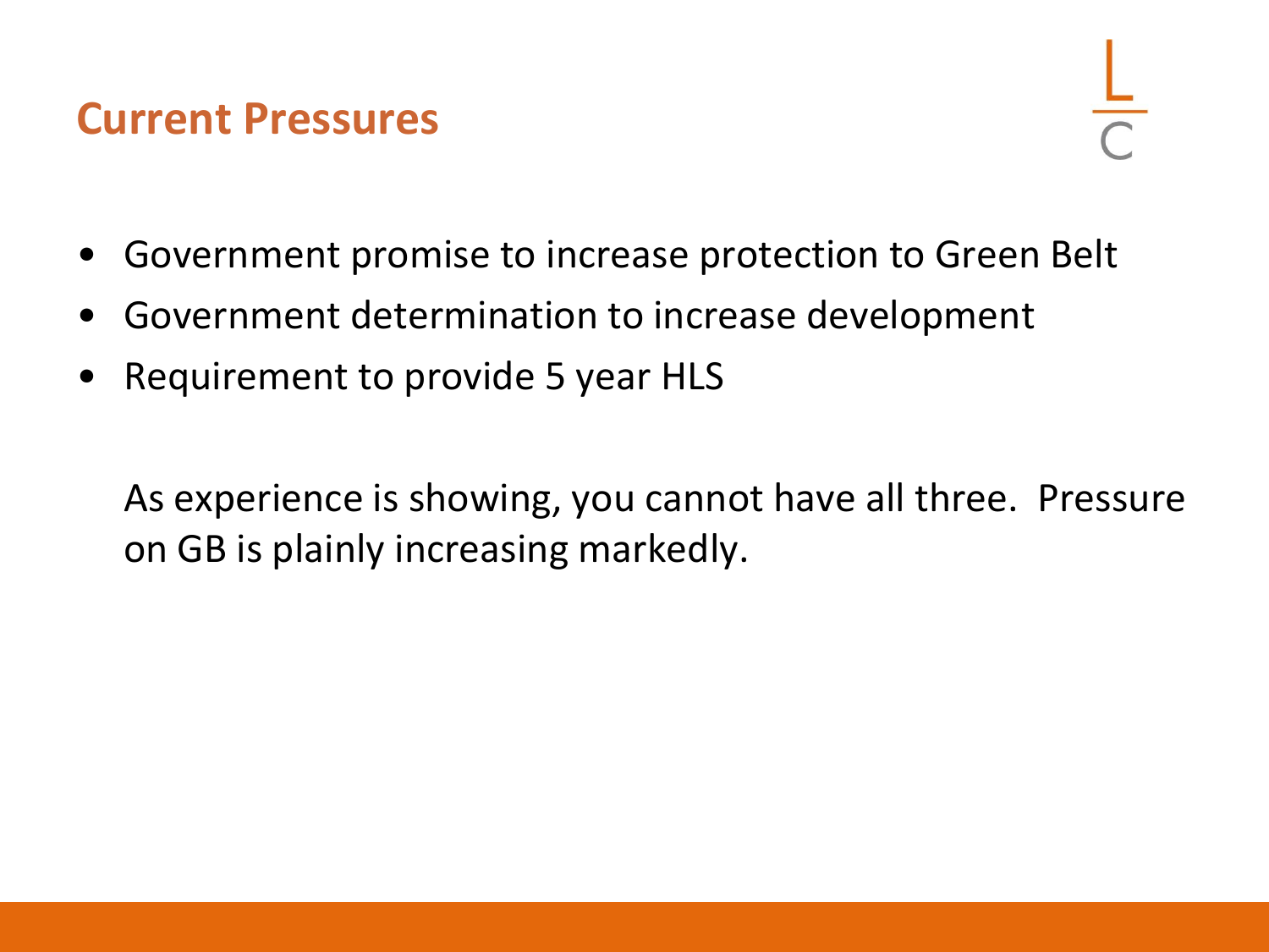## Current Pressures

- Government promise to increase protection to Green Belt
- Government determination to increase development
- Requirement to provide 5 year HLS

As experience is showing, you cannot have all three. Pressure on GB is plainly increasing markedly.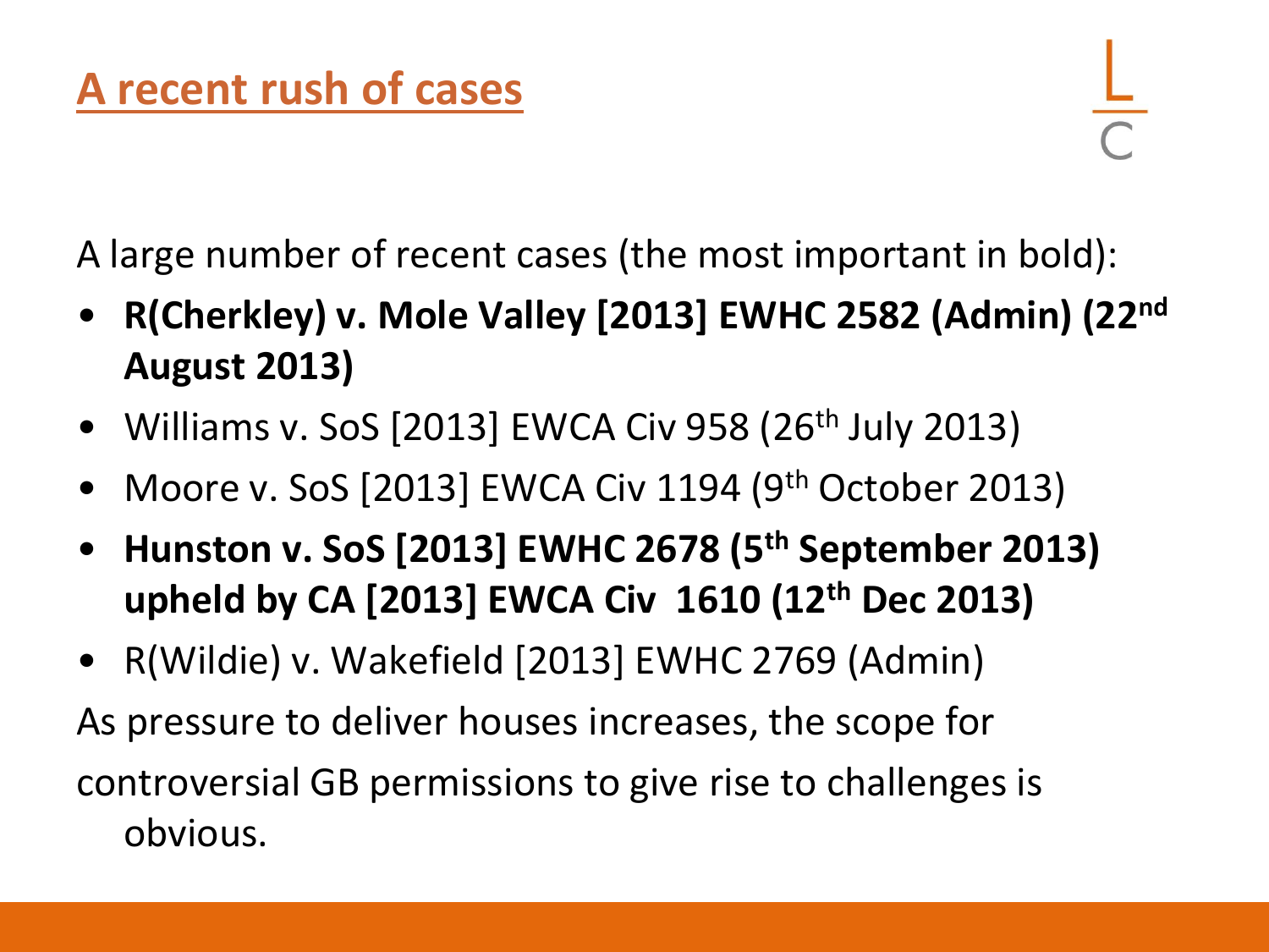## A recent rush of cases

A large number of recent cases (the most important in bold):

- **R(Cherkley) v. Mole Valley [2013] EWHC 2582 (Admin) (22nd August 2013)**
- Williams v. SoS [2013] EWCA Civ 958 (26th July 2013)
- Moore v. SoS [2013] EWCA Civ 1194 (9th October 2013)
- **Hunston v. SoS [2013] EWHC 2678 (5th September 2013) upheld by CA [2013] EWCA Civ 1610 (12th Dec 2013)**
- R(Wildie) v. Wakefield [2013] EWHC 2769 (Admin)

As pressure to deliver houses increases, the scope for controversial GB permissions to give rise to challenges is obvious.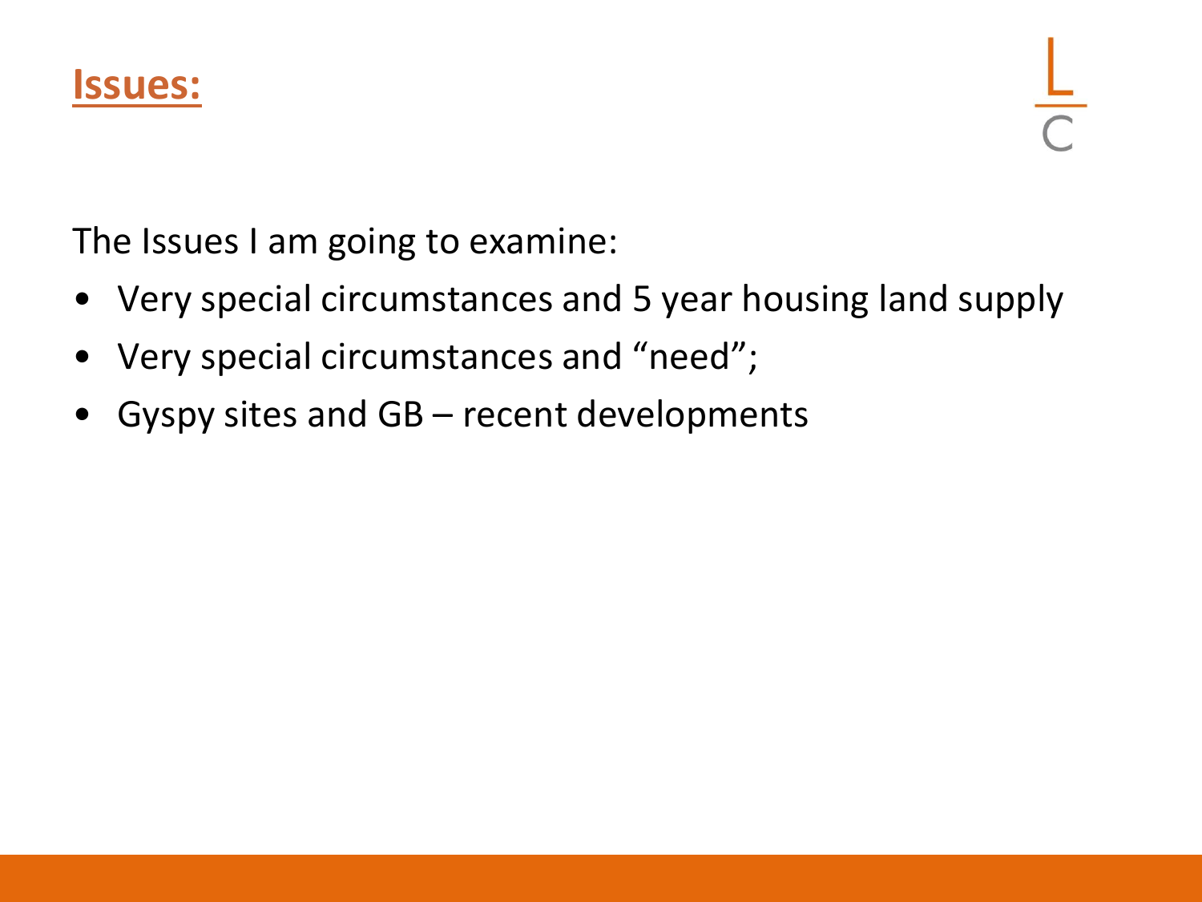# Issues:

The Issues I am going to examine:

- Very special circumstances and 5 year housing land supply
- Very special circumstances and "need";
- Gyspy sites and GB – recent developments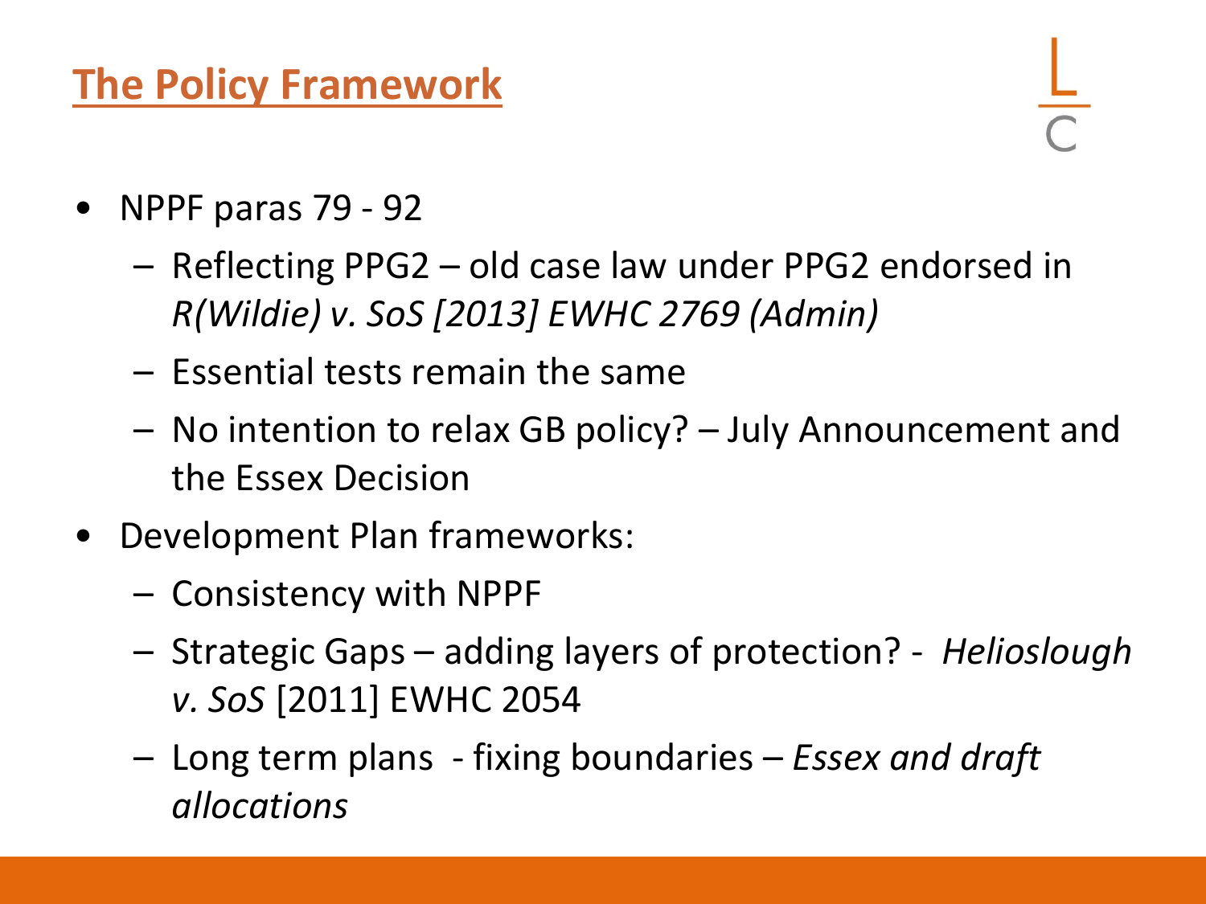# The Policy Framework

- NPPF paras 79 - 92
  - Reflecting PPG2 – old case law under PPG2 endorsed in *R(Wildie) v. SoS [2013] EWHC 2769 (Admin)*
  - Essential tests remain the same
  - No intention to relax GB policy? – July Announcement and the Essex Decision
- Development Plan frameworks:
  - Consistency with NPPF
  - Strategic Gaps – adding layers of protection? - *Helioslough v. SoS* [2011] EWHC 2054
  - Long term plans - fixing boundaries – *Essex and draft allocations*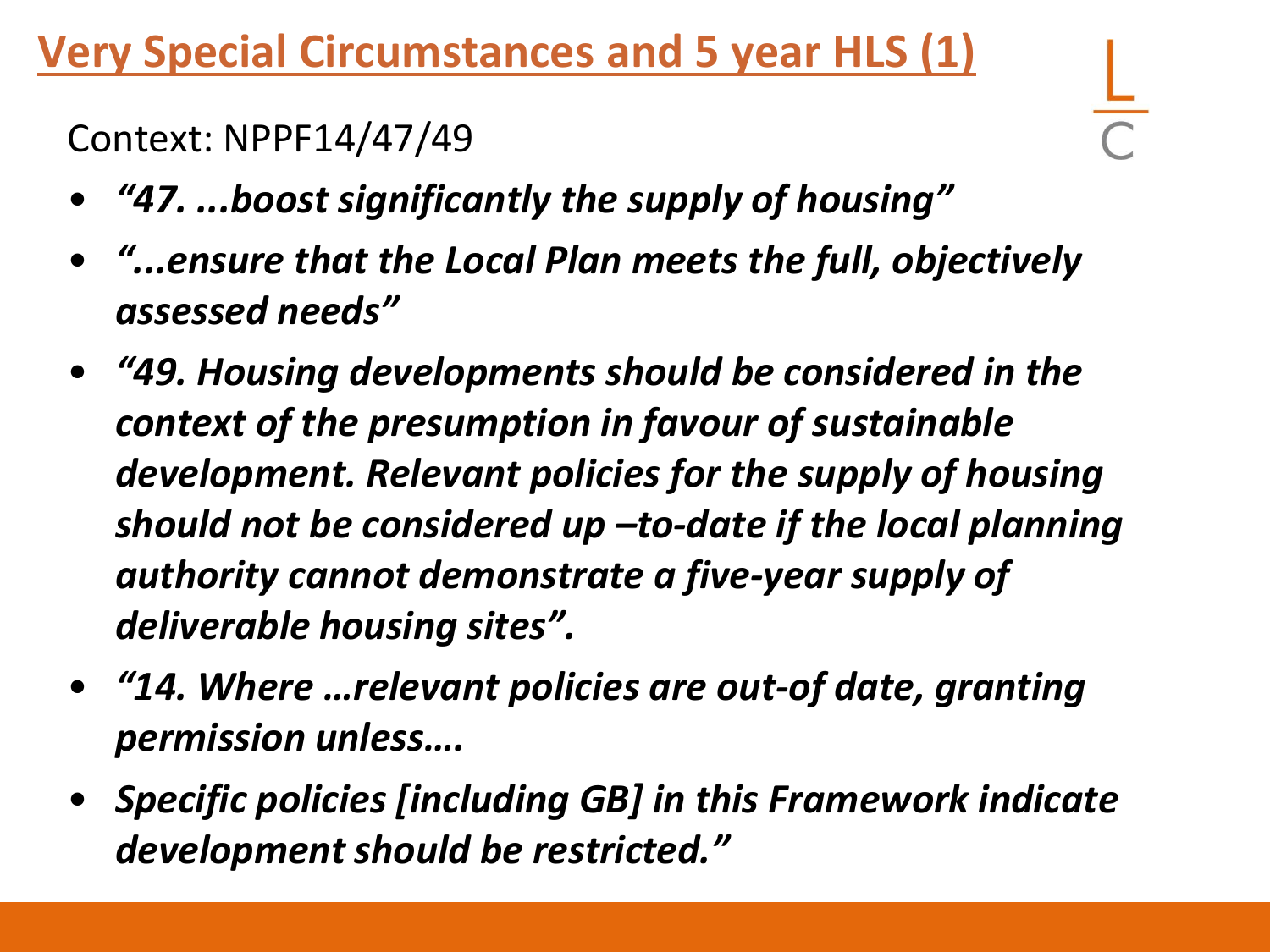# Very Special Circumstances and 5 year HLS (1)

Context: NPPF14/47/49

- ***“47. ...boost significantly the supply of housing”***
- ***“...ensure that the Local Plan meets the full, objectively assessed needs”***
- ***“49. Housing developments should be considered in the context of the presumption in favour of sustainable development. Relevant policies for the supply of housing should not be considered up –to-date if the local planning authority cannot demonstrate a five-year supply of deliverable housing sites”.***
- ***“14. Where …relevant policies are out-of date, granting permission unless….***
- ***Specific policies [including GB] in this Framework indicate development should be restricted.”***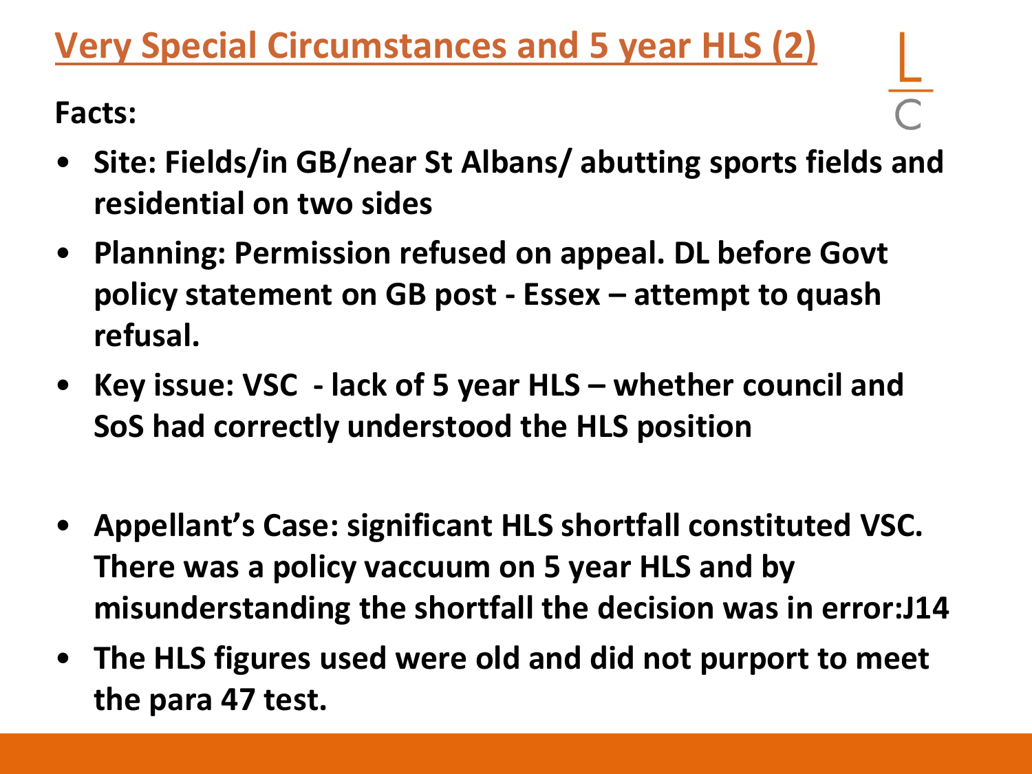# Very Special Circumstances and 5 year HLS (2)

**Facts:**

- **Site: Fields/in GB/near St Albans/ abutting sports fields and residential on two sides**
- **Planning: Permission refused on appeal. DL before Govt policy statement on GB post - Essex – attempt to quash refusal.**
- **Key issue: VSC - lack of 5 year HLS – whether council and SoS had correctly understood the HLS position**
- **Appellant's Case: significant HLS shortfall constituted VSC. There was a policy vaccuum on 5 year HLS and by misunderstanding the shortfall the decision was in error:J14**
- **The HLS figures used were old and did not purport to meet the para 47 test.**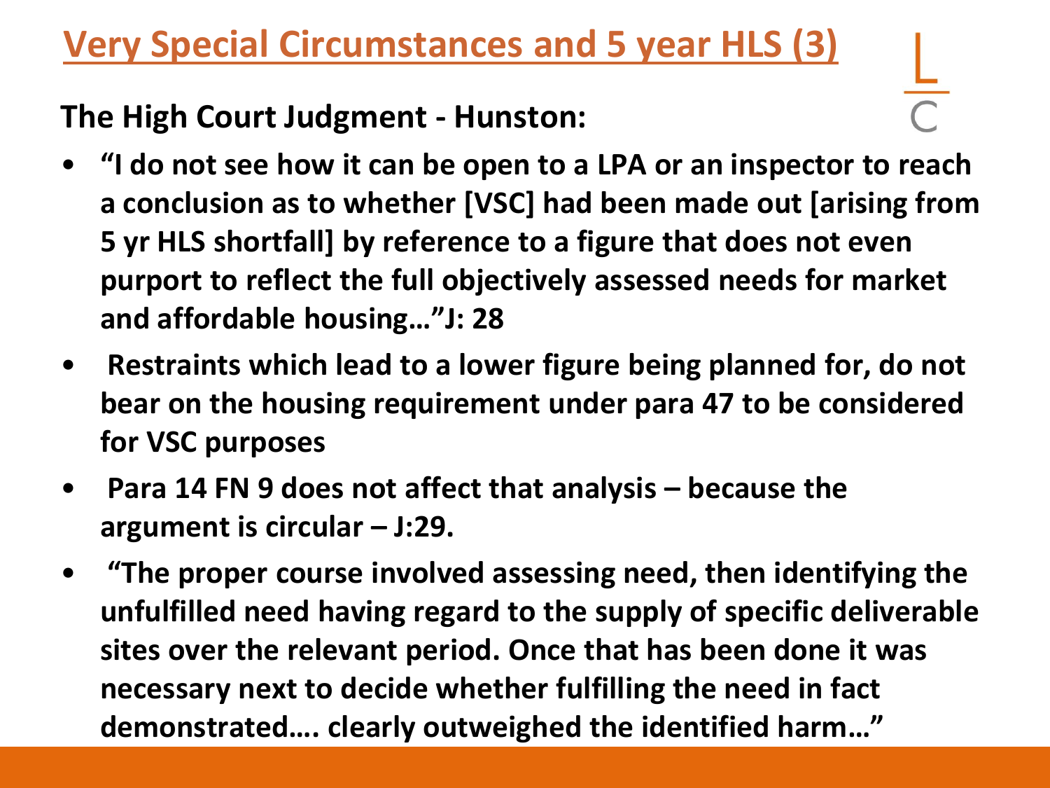# Very Special Circumstances and 5 year HLS (3)

**The High Court Judgment - Hunston:**

- **"I do not see how it can be open to a LPA or an inspector to reach a conclusion as to whether [VSC] had been made out [arising from 5 yr HLS shortfall] by reference to a figure that does not even purport to reflect the full objectively assessed needs for market and affordable housing…"J: 28**
- **Restraints which lead to a lower figure being planned for, do not bear on the housing requirement under para 47 to be considered for VSC purposes**
- **Para 14 FN 9 does not affect that analysis – because the argument is circular – J:29.**
- **"The proper course involved assessing need, then identifying the unfulfilled need having regard to the supply of specific deliverable sites over the relevant period. Once that has been done it was necessary next to decide whether fulfilling the need in fact demonstrated…. clearly outweighed the identified harm…"**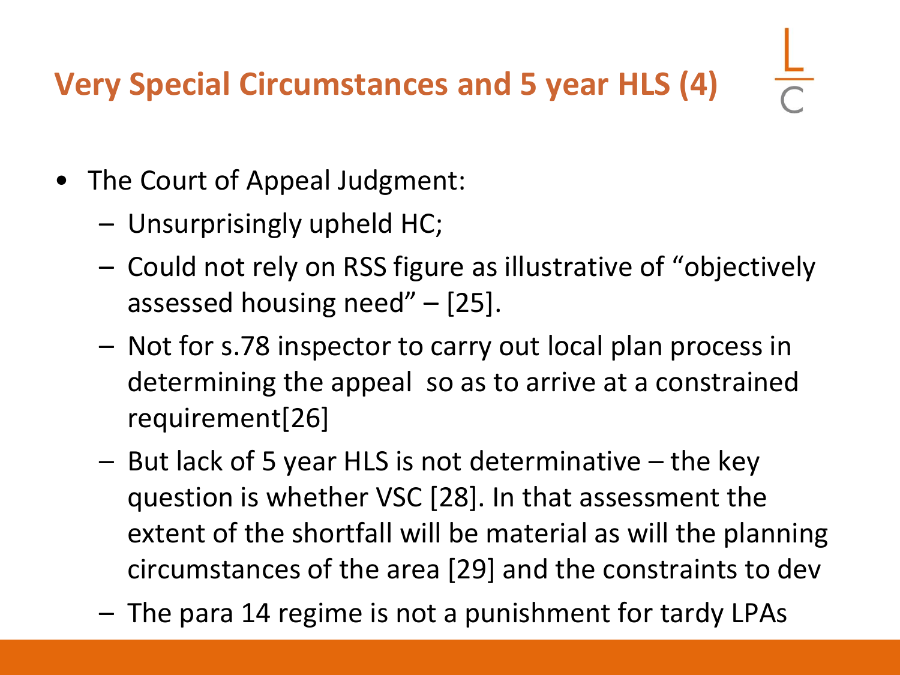# Very Special Circumstances and 5 year HLS (4)

- The Court of Appeal Judgment:
  - Unsurprisingly upheld HC;
  - Could not rely on RSS figure as illustrative of “objectively assessed housing need” – [25].
  - Not for s.78 inspector to carry out local plan process in determining the appeal so as to arrive at a constrained requirement[26]
  - But lack of 5 year HLS is not determinative – the key question is whether VSC [28]. In that assessment the extent of the shortfall will be material as will the planning circumstances of the area [29] and the constraints to dev
  - The para 14 regime is not a punishment for tardy LPAs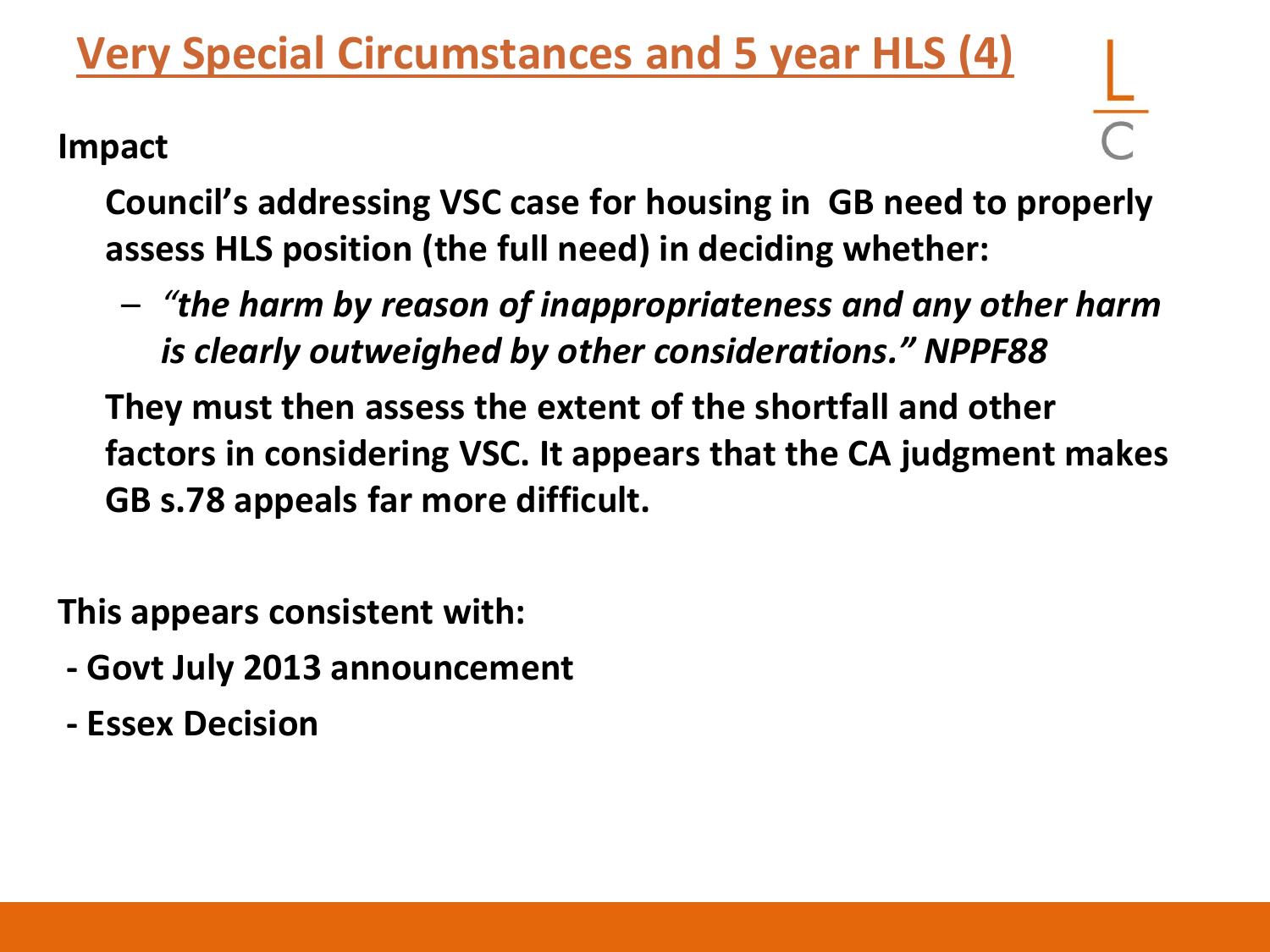# Very Special Circumstances and 5 year HLS (4)

**Impact**

**Council's addressing VSC case for housing in GB need to properly assess HLS position (the full need) in deciding whether:**

- ***"the harm by reason of inappropriateness and any other harm is clearly outweighed by other considerations." NPPF88***

**They must then assess the extent of the shortfall and other factors in considering VSC. It appears that the CA judgment makes GB s.78 appeals far more difficult.**

**This appears consistent with:**

- **Govt July 2013 announcement**
- **Essex Decision**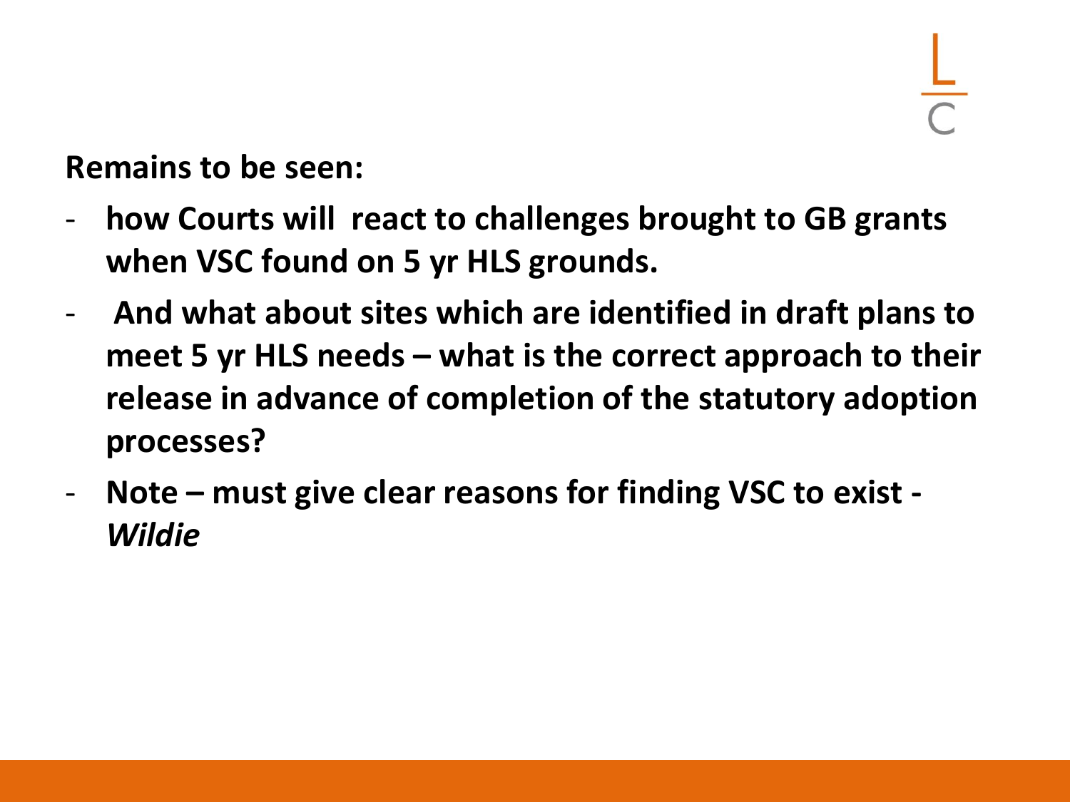**Remains to be seen:**

- **how Courts will  react to challenges brought to GB grants when VSC found on 5 yr HLS grounds.**
- **And what about sites which are identified in draft plans to meet 5 yr HLS needs – what is the correct approach to their release in advance of completion of the statutory adoption processes?**
- **Note – must give clear reasons for finding VSC to exist - *Wildie***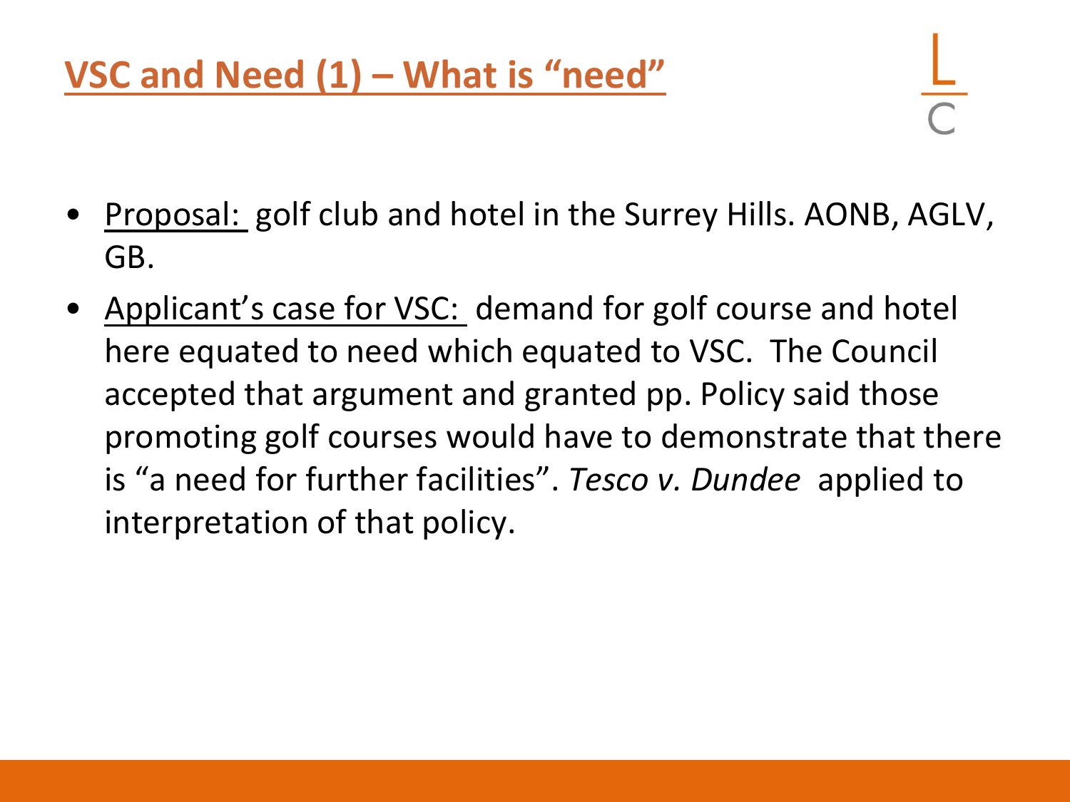## VSC and Need (1) – What is "need"

- Proposal: golf club and hotel in the Surrey Hills. AONB, AGLV, GB.
- Applicant's case for VSC: demand for golf course and hotel here equated to need which equated to VSC. The Council accepted that argument and granted pp. Policy said those promoting golf courses would have to demonstrate that there is "a need for further facilities". *Tesco v. Dundee* applied to interpretation of that policy.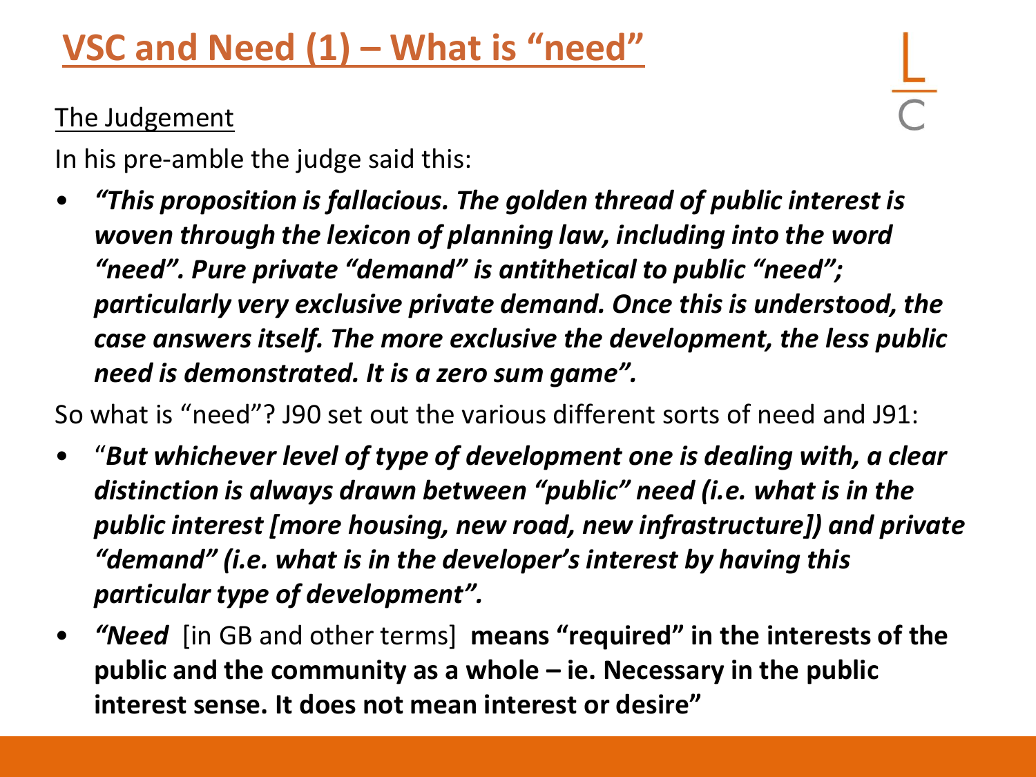# VSC and Need (1) – What is "need"

The Judgement

In his pre-amble the judge said this:

- ***"This proposition is fallacious. The golden thread of public interest is woven through the lexicon of planning law, including into the word "need". Pure private "demand" is antithetical to public "need"; particularly very exclusive private demand. Once this is understood, the case answers itself. The more exclusive the development, the less public need is demonstrated. It is a zero sum game".***

So what is "need"? J90 set out the various different sorts of need and J91:

- "***But whichever level of type of development one is dealing with, a clear distinction is always drawn between "public" need (i.e. what is in the public interest [more housing, new road, new infrastructure]) and private "demand" (i.e. what is in the developer's interest by having this particular type of development".***
- ***"Need*** [in GB and other terms] **means "required" in the interests of the public and the community as a whole – ie. Necessary in the public interest sense. It does not mean interest or desire"**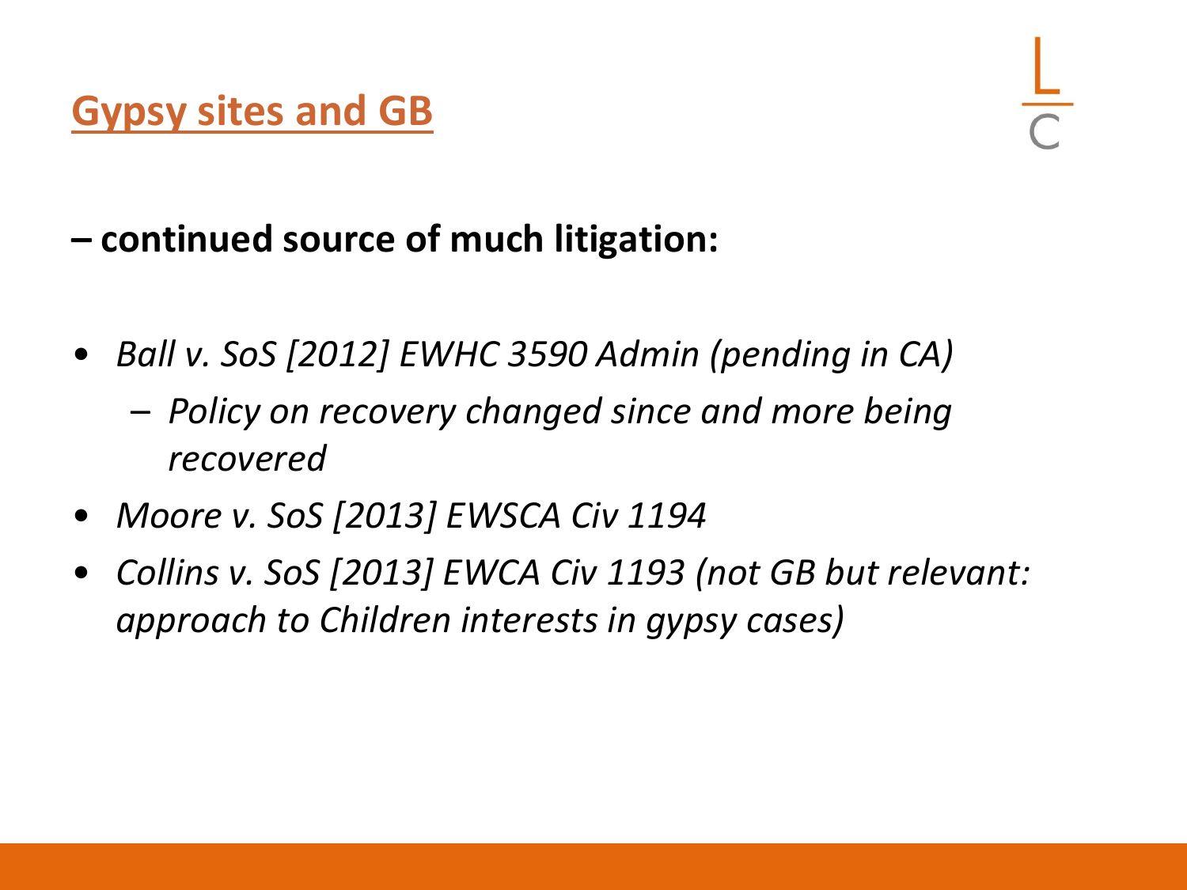## Gypsy sites and GB

**– continued source of much litigation:**

- *Ball v. SoS [2012] EWHC 3590 Admin (pending in CA)*
  - *Policy on recovery changed since and more being recovered*
- *Moore v. SoS [2013] EWSCA Civ 1194*
- *Collins v. SoS [2013] EWCA Civ 1193 (not GB but relevant: approach to Children interests in gypsy cases)*